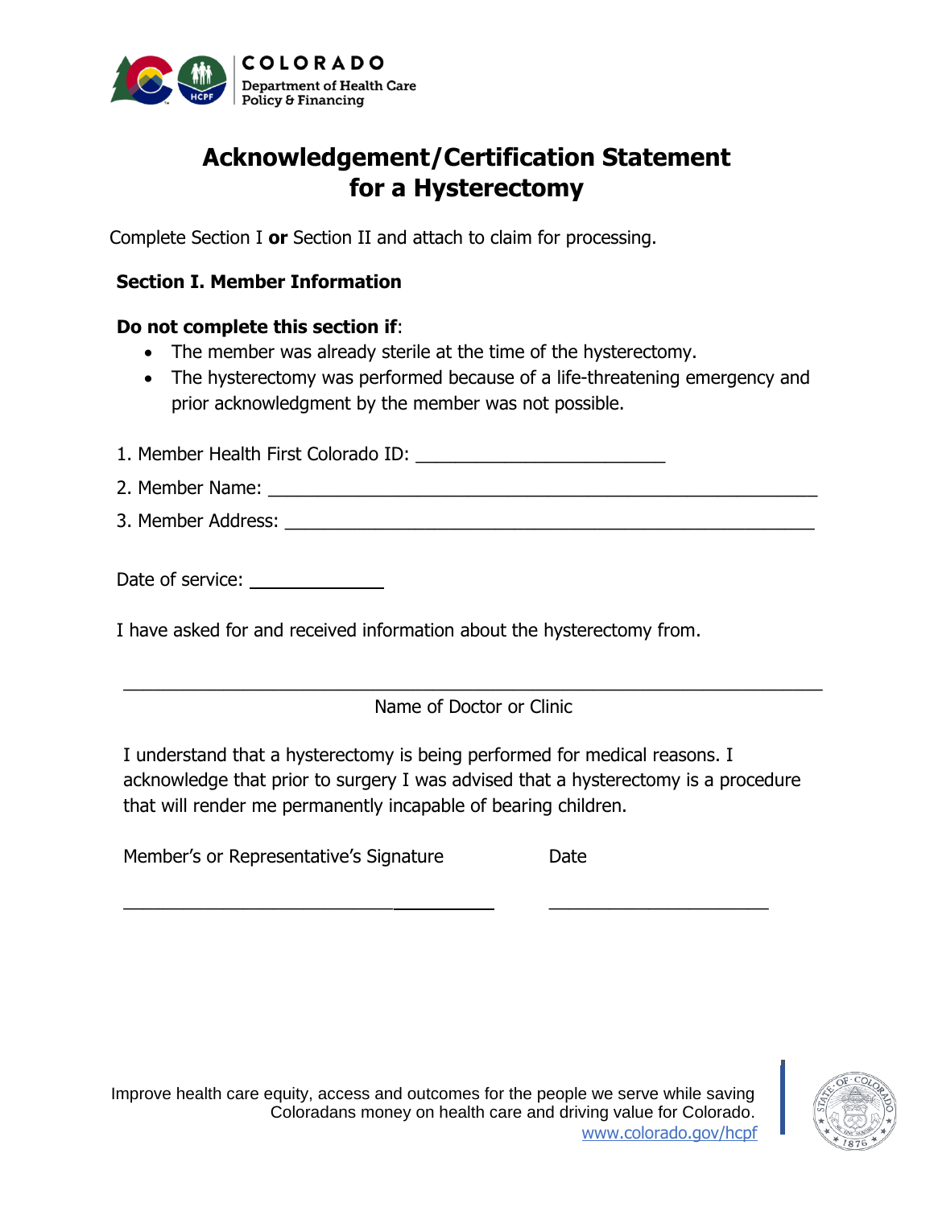COLORADO
Department of Health Care Policy & Financing

# Acknowledgement/Certification Statement for a Hysterectomy

Complete Section I **or** Section II and attach to claim for processing.

## Section I. Member Information

**Do not complete this section if**:

- The member was already sterile at the time of the hysterectomy.
- The hysterectomy was performed because of a life-threatening emergency and prior acknowledgment by the member was not possible.

1. Member Health First Colorado ID: ________________________
2. Member Name: ____________________________________________________
3. Member Address: __________________________________________________

Date of service: ____________

I have asked for and received information about the hysterectomy from.

_________________________________________________________________

Name of Doctor or Clinic

I understand that a hysterectomy is being performed for medical reasons. I acknowledge that prior to surgery I was advised that a hysterectomy is a procedure that will render me permanently incapable of bearing children.

Member's or Representative's Signature ____________________________ Date ____________________

Improve health care equity, access and outcomes for the people we serve while saving Coloradans money on health care and driving value for Colorado.
www.colorado.gov/hcpf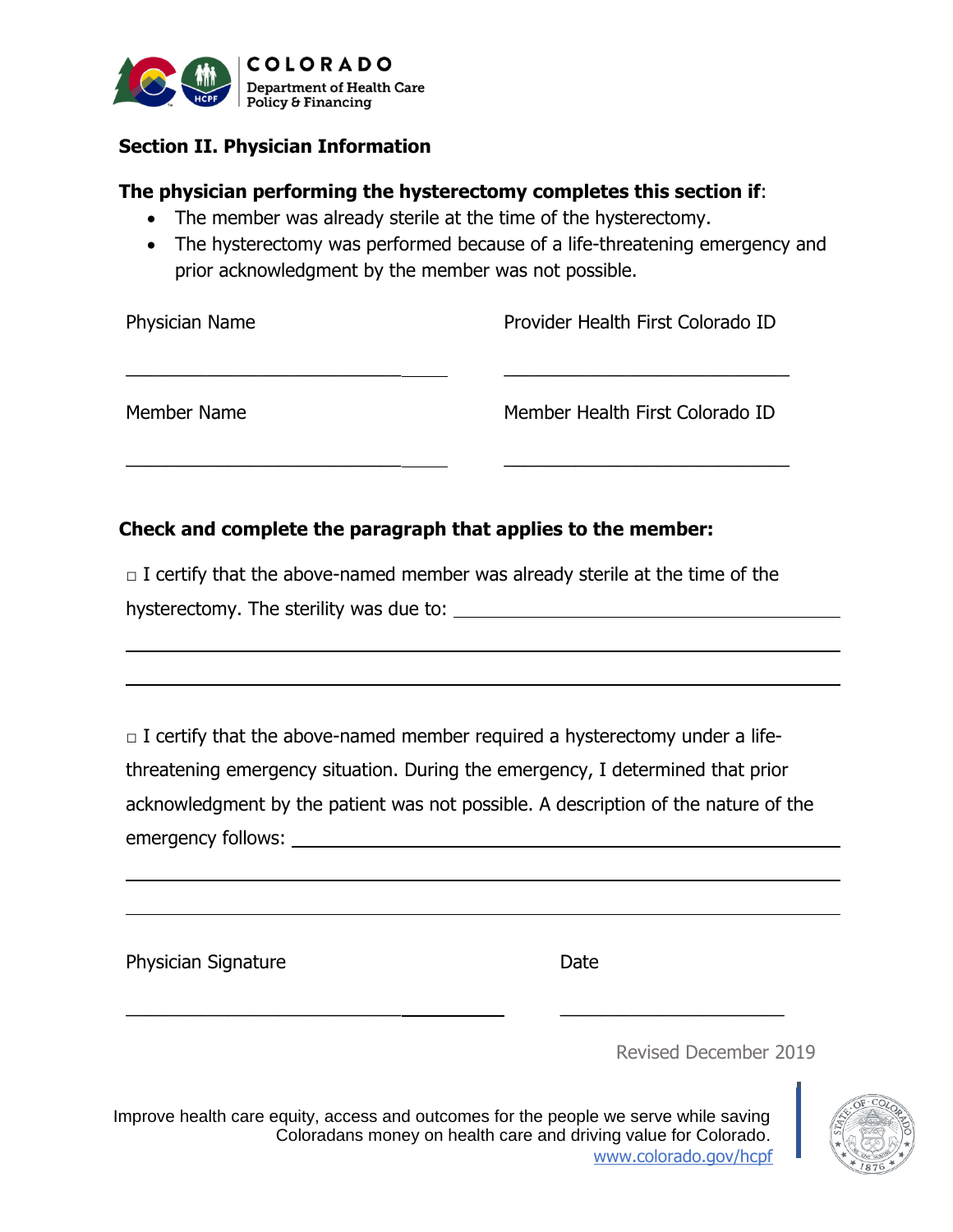## Section II. Physician Information

**The physician performing the hysterectomy completes this section if**:

- The member was already sterile at the time of the hysterectomy.
- The hysterectomy was performed because of a life-threatening emergency and prior acknowledgment by the member was not possible.

Physician Name

\_\_\_\_\_\_\_\_\_\_\_\_\_\_\_\_\_\_\_\_\_\_\_\_\_\_\_\_\_\_\_\_\_\_\_\_

Provider Health First Colorado ID

\_\_\_\_\_\_\_\_\_\_\_\_\_\_\_\_\_\_\_\_\_\_\_\_\_\_\_\_\_\_\_\_\_\_\_\_

Member Name

\_\_\_\_\_\_\_\_\_\_\_\_\_\_\_\_\_\_\_\_\_\_\_\_\_\_\_\_\_\_\_\_\_\_\_\_

Member Health First Colorado ID

\_\_\_\_\_\_\_\_\_\_\_\_\_\_\_\_\_\_\_\_\_\_\_\_\_\_\_\_\_\_\_\_\_\_\_\_

**Check and complete the paragraph that applies to the member:**

□ I certify that the above-named member was already sterile at the time of the hysterectomy. The sterility was due to: \_\_\_\_\_\_\_\_\_\_\_\_\_\_\_\_\_\_\_\_\_\_\_\_\_\_\_\_\_\_\_\_\_\_\_\_

\_\_\_\_\_\_\_\_\_\_\_\_\_\_\_\_\_\_\_\_\_\_\_\_\_\_\_\_\_\_\_\_\_\_\_\_\_\_\_\_\_\_\_\_\_\_\_\_\_\_\_\_\_\_\_\_\_\_\_\_

\_\_\_\_\_\_\_\_\_\_\_\_\_\_\_\_\_\_\_\_\_\_\_\_\_\_\_\_\_\_\_\_\_\_\_\_\_\_\_\_\_\_\_\_\_\_\_\_\_\_\_\_\_\_\_\_\_\_\_\_

□ I certify that the above-named member required a hysterectomy under a life-threatening emergency situation. During the emergency, I determined that prior acknowledgment by the patient was not possible. A description of the nature of the emergency follows: \_\_\_\_\_\_\_\_\_\_\_\_\_\_\_\_\_\_\_\_\_\_\_\_\_\_\_\_\_\_\_\_\_\_\_\_\_\_\_\_\_\_\_\_

\_\_\_\_\_\_\_\_\_\_\_\_\_\_\_\_\_\_\_\_\_\_\_\_\_\_\_\_\_\_\_\_\_\_\_\_\_\_\_\_\_\_\_\_\_\_\_\_\_\_\_\_\_\_\_\_\_\_\_\_

\_\_\_\_\_\_\_\_\_\_\_\_\_\_\_\_\_\_\_\_\_\_\_\_\_\_\_\_\_\_\_\_\_\_\_\_\_\_\_\_\_\_\_\_\_\_\_\_\_\_\_\_\_\_\_\_\_\_\_\_

Physician Signature

\_\_\_\_\_\_\_\_\_\_\_\_\_\_\_\_\_\_\_\_\_\_\_\_\_\_\_\_\_\_\_\_\_\_\_\_\_\_\_\_

Date

\_\_\_\_\_\_\_\_\_\_\_\_\_\_\_\_\_\_\_\_\_\_\_\_\_\_\_\_\_

Revised December 2019

Improve health care equity, access and outcomes for the people we serve while saving Coloradans money on health care and driving value for Colorado.
www.colorado.gov/hcpf